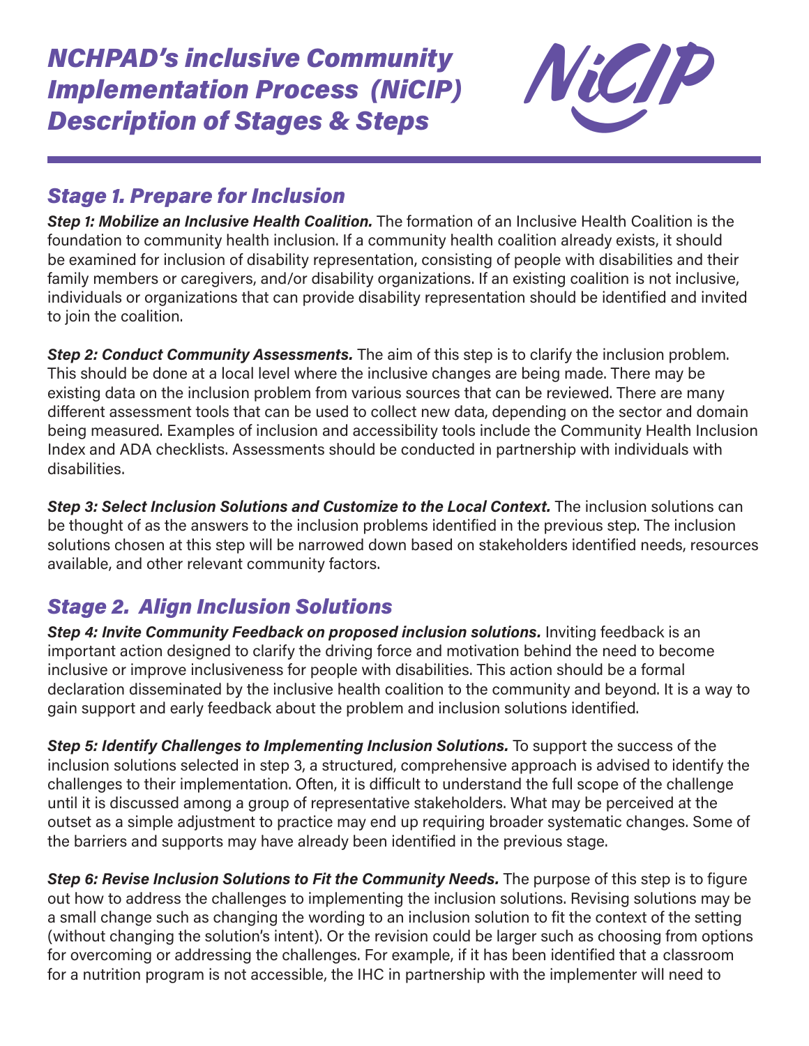# *NCHPAD's inclusive Community Implementation Process (NiCIP) Description of Stages & Steps*

## *Stage 1. Prepare for Inclusion*

***Step 1: Mobilize an Inclusive Health Coalition.*** The formation of an Inclusive Health Coalition is the foundation to community health inclusion. If a community health coalition already exists, it should be examined for inclusion of disability representation, consisting of people with disabilities and their family members or caregivers, and/or disability organizations. If an existing coalition is not inclusive, individuals or organizations that can provide disability representation should be identified and invited to join the coalition.

***Step 2: Conduct Community Assessments.*** The aim of this step is to clarify the inclusion problem. This should be done at a local level where the inclusive changes are being made. There may be existing data on the inclusion problem from various sources that can be reviewed. There are many different assessment tools that can be used to collect new data, depending on the sector and domain being measured. Examples of inclusion and accessibility tools include the Community Health Inclusion Index and ADA checklists. Assessments should be conducted in partnership with individuals with disabilities.

***Step 3: Select Inclusion Solutions and Customize to the Local Context.*** The inclusion solutions can be thought of as the answers to the inclusion problems identified in the previous step. The inclusion solutions chosen at this step will be narrowed down based on stakeholders identified needs, resources available, and other relevant community factors.

## *Stage 2. Align Inclusion Solutions*

***Step 4: Invite Community Feedback on proposed inclusion solutions.*** Inviting feedback is an important action designed to clarify the driving force and motivation behind the need to become inclusive or improve inclusiveness for people with disabilities. This action should be a formal declaration disseminated by the inclusive health coalition to the community and beyond. It is a way to gain support and early feedback about the problem and inclusion solutions identified.

***Step 5: Identify Challenges to Implementing Inclusion Solutions.*** To support the success of the inclusion solutions selected in step 3, a structured, comprehensive approach is advised to identify the challenges to their implementation. Often, it is difficult to understand the full scope of the challenge until it is discussed among a group of representative stakeholders. What may be perceived at the outset as a simple adjustment to practice may end up requiring broader systematic changes. Some of the barriers and supports may have already been identified in the previous stage.

***Step 6: Revise Inclusion Solutions to Fit the Community Needs.*** The purpose of this step is to figure out how to address the challenges to implementing the inclusion solutions. Revising solutions may be a small change such as changing the wording to an inclusion solution to fit the context of the setting (without changing the solution's intent). Or the revision could be larger such as choosing from options for overcoming or addressing the challenges. For example, if it has been identified that a classroom for a nutrition program is not accessible, the IHC in partnership with the implementer will need to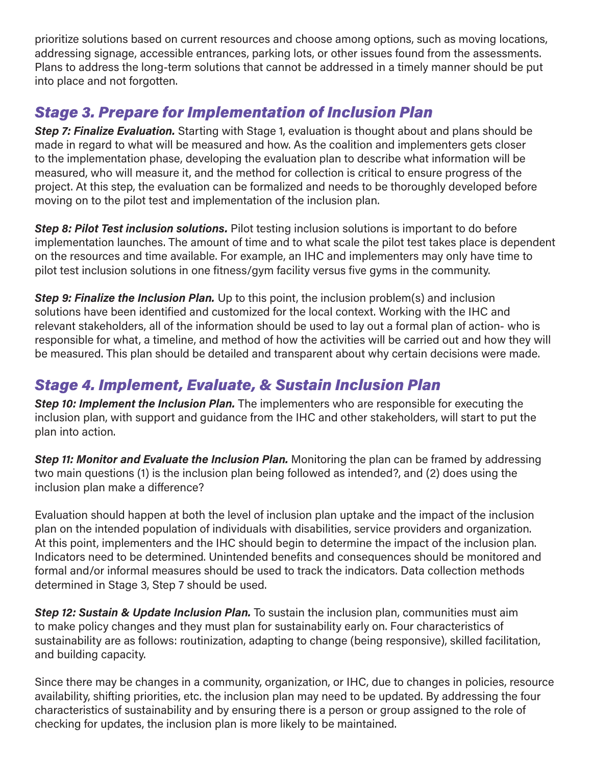prioritize solutions based on current resources and choose among options, such as moving locations, addressing signage, accessible entrances, parking lots, or other issues found from the assessments. Plans to address the long-term solutions that cannot be addressed in a timely manner should be put into place and not forgotten.

## *Stage 3. Prepare for Implementation of Inclusion Plan*

***Step 7: Finalize Evaluation.*** Starting with Stage 1, evaluation is thought about and plans should be made in regard to what will be measured and how. As the coalition and implementers gets closer to the implementation phase, developing the evaluation plan to describe what information will be measured, who will measure it, and the method for collection is critical to ensure progress of the project. At this step, the evaluation can be formalized and needs to be thoroughly developed before moving on to the pilot test and implementation of the inclusion plan.

***Step 8: Pilot Test inclusion solutions.*** Pilot testing inclusion solutions is important to do before implementation launches. The amount of time and to what scale the pilot test takes place is dependent on the resources and time available. For example, an IHC and implementers may only have time to pilot test inclusion solutions in one fitness/gym facility versus five gyms in the community.

***Step 9: Finalize the Inclusion Plan.*** Up to this point, the inclusion problem(s) and inclusion solutions have been identified and customized for the local context. Working with the IHC and relevant stakeholders, all of the information should be used to lay out a formal plan of action- who is responsible for what, a timeline, and method of how the activities will be carried out and how they will be measured. This plan should be detailed and transparent about why certain decisions were made.

## *Stage 4. Implement, Evaluate, & Sustain Inclusion Plan*

***Step 10: Implement the Inclusion Plan.*** The implementers who are responsible for executing the inclusion plan, with support and guidance from the IHC and other stakeholders, will start to put the plan into action.

***Step 11: Monitor and Evaluate the Inclusion Plan.*** Monitoring the plan can be framed by addressing two main questions (1) is the inclusion plan being followed as intended?, and (2) does using the inclusion plan make a difference?

Evaluation should happen at both the level of inclusion plan uptake and the impact of the inclusion plan on the intended population of individuals with disabilities, service providers and organization. At this point, implementers and the IHC should begin to determine the impact of the inclusion plan. Indicators need to be determined. Unintended benefits and consequences should be monitored and formal and/or informal measures should be used to track the indicators. Data collection methods determined in Stage 3, Step 7 should be used.

***Step 12: Sustain & Update Inclusion Plan.*** To sustain the inclusion plan, communities must aim to make policy changes and they must plan for sustainability early on. Four characteristics of sustainability are as follows: routinization, adapting to change (being responsive), skilled facilitation, and building capacity.

Since there may be changes in a community, organization, or IHC, due to changes in policies, resource availability, shifting priorities, etc. the inclusion plan may need to be updated. By addressing the four characteristics of sustainability and by ensuring there is a person or group assigned to the role of checking for updates, the inclusion plan is more likely to be maintained.